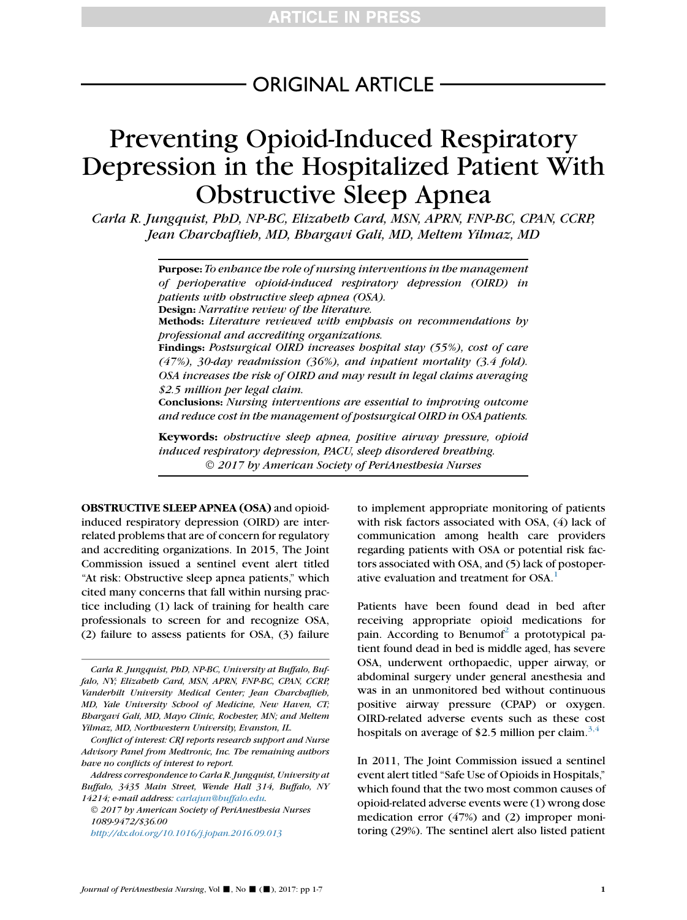ORIGINAL ARTICLE

# Preventing Opioid-Induced Respiratory Depression in the Hospitalized Patient With Obstructive Sleep Apnea

*Carla R. Jungquist, PhD, NP-BC, Elizabeth Card, MSN, APRN, FNP-BC, CPAN, CCRP, Jean Charchaflieh, MD, Bhargavi Gali, MD, Meltem Yilmaz, MD*

**Purpose:** *To enhance the role of nursing interventions in the management of perioperative opioid-induced respiratory depression (OIRD) in patients with obstructive sleep apnea (OSA).*
**Design:** *Narrative review of the literature.*
**Methods:** *Literature reviewed with emphasis on recommendations by professional and accrediting organizations.*
**Findings:** *Postsurgical OIRD increases hospital stay (55%), cost of care (47%), 30-day readmission (36%), and inpatient mortality (3.4 fold). OSA increases the risk of OIRD and may result in legal claims averaging $2.5 million per legal claim.*
**Conclusions:** *Nursing interventions are essential to improving outcome and reduce cost in the management of postsurgical OIRD in OSA patients.*

**Keywords:** *obstructive sleep apnea, positive airway pressure, opioid induced respiratory depression, PACU, sleep disordered breathing.*
*© 2017 by American Society of PeriAnesthesia Nurses*

**OBSTRUCTIVE SLEEP APNEA (OSA)** and opioid-induced respiratory depression (OIRD) are interrelated problems that are of concern for regulatory and accrediting organizations. In 2015, The Joint Commission issued a sentinel event alert titled "At risk: Obstructive sleep apnea patients," which cited many concerns that fall within nursing practice including (1) lack of training for health care professionals to screen for and recognize OSA, (2) failure to assess patients for OSA, (3) failure to implement appropriate monitoring of patients with risk factors associated with OSA, (4) lack of communication among health care providers regarding patients with OSA or potential risk factors associated with OSA, and (5) lack of postoperative evaluation and treatment for OSA.[1]

Patients have been found dead in bed after receiving appropriate opioid medications for pain. According to Benumof[2] a prototypical patient found dead in bed is middle aged, has severe OSA, underwent orthopaedic, upper airway, or abdominal surgery under general anesthesia and was in an unmonitored bed without continuous positive airway pressure (CPAP) or oxygen. OIRD-related adverse events such as these cost hospitals on average of $2.5 million per claim.[3,4]

In 2011, The Joint Commission issued a sentinel event alert titled "Safe Use of Opioids in Hospitals," which found that the two most common causes of opioid-related adverse events were (1) wrong dose medication error (47%) and (2) improper monitoring (29%). The sentinel alert also listed patient

*Carla R. Jungquist, PhD, NP-BC, University at Buffalo, Buffalo, NY; Elizabeth Card, MSN, APRN, FNP-BC, CPAN, CCRP, Vanderbilt University Medical Center; Jean Charchaflieh, MD, Yale University School of Medicine, New Haven, CT; Bhargavi Gali, MD, Mayo Clinic, Rochester, MN; and Meltem Yilmaz, MD, Northwestern University, Evanston, IL.*

*Conflict of interest: CRJ reports research support and Nurse Advisory Panel from Medtronic, Inc. The remaining authors have no conflicts of interest to report.*

*Address correspondence to Carla R. Jungquist, University at Buffalo, 3435 Main Street, Wende Hall 314, Buffalo, NY 14214; e-mail address: carlajun@buffalo.edu.*

*© 2017 by American Society of PeriAnesthesia Nurses*
*1089-9472/$36.00*
*http://dx.doi.org/10.1016/j.jopan.2016.09.013*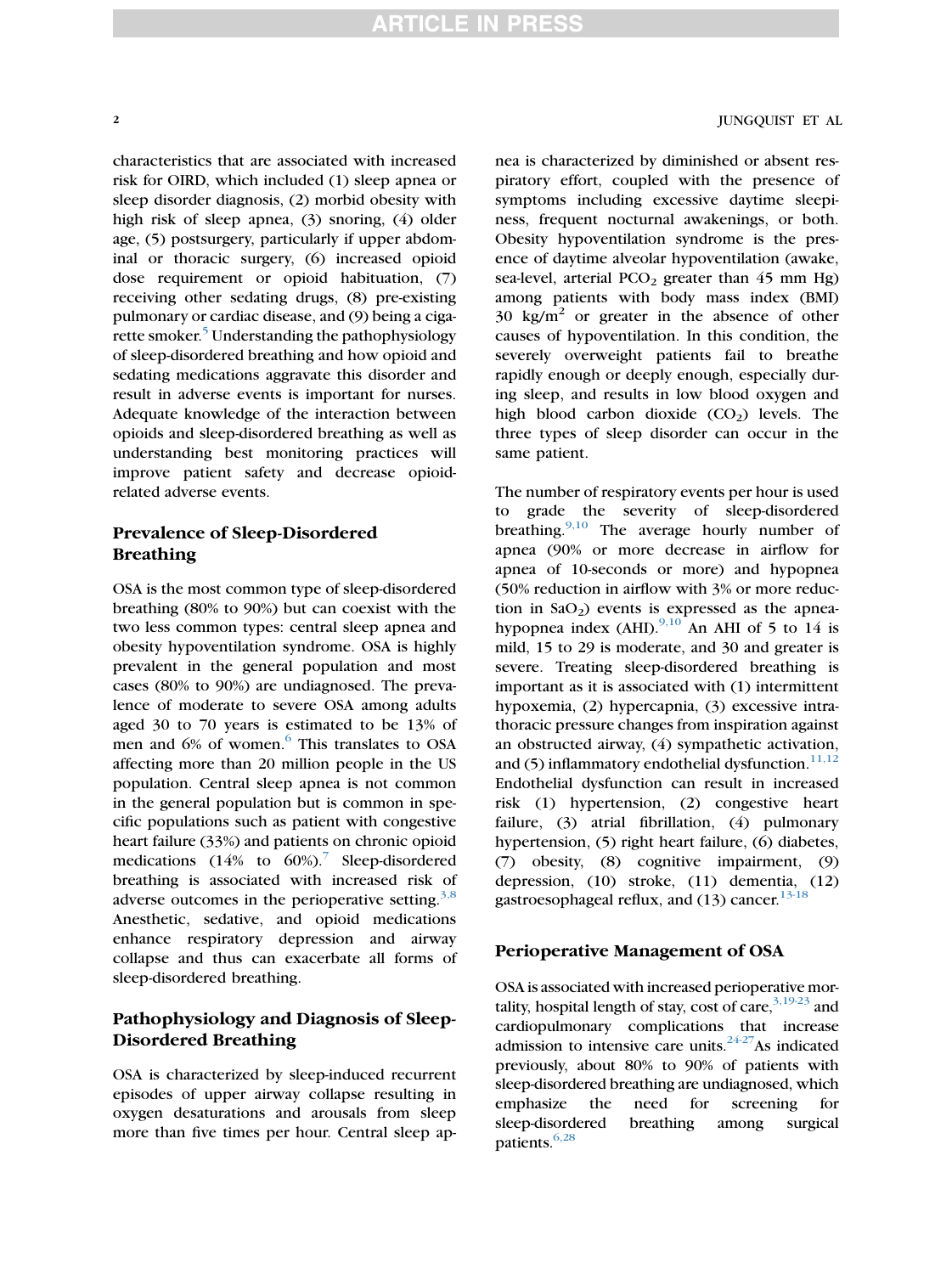characteristics that are associated with increased risk for OIRD, which included (1) sleep apnea or sleep disorder diagnosis, (2) morbid obesity with high risk of sleep apnea, (3) snoring, (4) older age, (5) postsurgery, particularly if upper abdominal or thoracic surgery, (6) increased opioid dose requirement or opioid habituation, (7) receiving other sedating drugs, (8) pre-existing pulmonary or cardiac disease, and (9) being a cigarette smoker.[5] Understanding the pathophysiology of sleep-disordered breathing and how opioid and sedating medications aggravate this disorder and result in adverse events is important for nurses. Adequate knowledge of the interaction between opioids and sleep-disordered breathing as well as understanding best monitoring practices will improve patient safety and decrease opioid-related adverse events.

## Prevalence of Sleep-Disordered Breathing

OSA is the most common type of sleep-disordered breathing (80% to 90%) but can coexist with the two less common types: central sleep apnea and obesity hypoventilation syndrome. OSA is highly prevalent in the general population and most cases (80% to 90%) are undiagnosed. The prevalence of moderate to severe OSA among adults aged 30 to 70 years is estimated to be 13% of men and 6% of women.[6] This translates to OSA affecting more than 20 million people in the US population. Central sleep apnea is not common in the general population but is common in specific populations such as patient with congestive heart failure (33%) and patients on chronic opioid medications (14% to 60%).[7] Sleep-disordered breathing is associated with increased risk of adverse outcomes in the perioperative setting.[3,8] Anesthetic, sedative, and opioid medications enhance respiratory depression and airway collapse and thus can exacerbate all forms of sleep-disordered breathing.

## Pathophysiology and Diagnosis of Sleep-Disordered Breathing

OSA is characterized by sleep-induced recurrent episodes of upper airway collapse resulting in oxygen desaturations and arousals from sleep more than five times per hour. Central sleep apnea is characterized by diminished or absent respiratory effort, coupled with the presence of symptoms including excessive daytime sleepiness, frequent nocturnal awakenings, or both. Obesity hypoventilation syndrome is the presence of daytime alveolar hypoventilation (awake, sea-level, arterial $PCO_2$ greater than 45 mm Hg) among patients with body mass index (BMI) 30 $kg/m^2$ or greater in the absence of other causes of hypoventilation. In this condition, the severely overweight patients fail to breathe rapidly enough or deeply enough, especially during sleep, and results in low blood oxygen and high blood carbon dioxide ($CO_2$) levels. The three types of sleep disorder can occur in the same patient.

The number of respiratory events per hour is used to grade the severity of sleep-disordered breathing.[9,10] The average hourly number of apnea (90% or more decrease in airflow for apnea of 10-seconds or more) and hypopnea (50% reduction in airflow with 3% or more reduction in $SaO_2$) events is expressed as the apnea-hypopnea index (AHI).[9,10] An AHI of 5 to 14 is mild, 15 to 29 is moderate, and 30 and greater is severe. Treating sleep-disordered breathing is important as it is associated with (1) intermittent hypoxemia, (2) hypercapnia, (3) excessive intrathoracic pressure changes from inspiration against an obstructed airway, (4) sympathetic activation, and (5) inflammatory endothelial dysfunction.[11,12] Endothelial dysfunction can result in increased risk (1) hypertension, (2) congestive heart failure, (3) atrial fibrillation, (4) pulmonary hypertension, (5) right heart failure, (6) diabetes, (7) obesity, (8) cognitive impairment, (9) depression, (10) stroke, (11) dementia, (12) gastroesophageal reflux, and (13) cancer.[13-18]

## Perioperative Management of OSA

OSA is associated with increased perioperative mortality, hospital length of stay, cost of care,[3,19-23] and cardiopulmonary complications that increase admission to intensive care units.[24-27] As indicated previously, about 80% to 90% of patients with sleep-disordered breathing are undiagnosed, which emphasize the need for screening for sleep-disordered breathing among surgical patients.[6,28]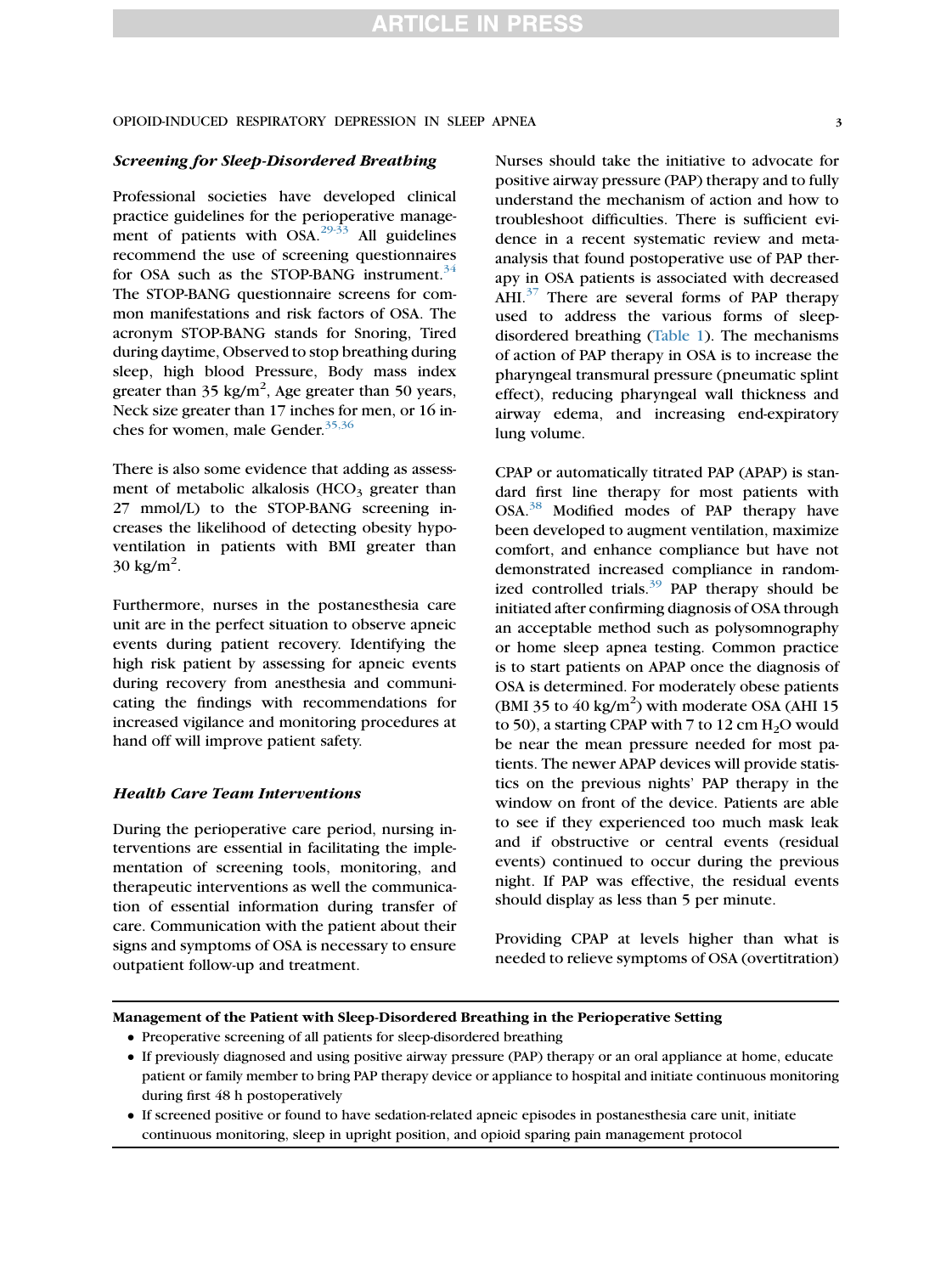### *Screening for Sleep-Disordered Breathing*

Professional societies have developed clinical practice guidelines for the perioperative management of patients with OSA.[29-33] All guidelines recommend the use of screening questionnaires for OSA such as the STOP-BANG instrument.[34] The STOP-BANG questionnaire screens for common manifestations and risk factors of OSA. The acronym STOP-BANG stands for Snoring, Tired during daytime, Observed to stop breathing during sleep, high blood Pressure, Body mass index greater than 35 kg/$m^2$, Age greater than 50 years, Neck size greater than 17 inches for men, or 16 inches for women, male Gender.[35,36]

There is also some evidence that adding as assessment of metabolic alkalosis ($HCO_3$ greater than 27 mmol/L) to the STOP-BANG screening increases the likelihood of detecting obesity hypoventilation in patients with BMI greater than 30 kg/$m^2$.

Furthermore, nurses in the postanesthesia care unit are in the perfect situation to observe apneic events during patient recovery. Identifying the high risk patient by assessing for apneic events during recovery from anesthesia and communicating the findings with recommendations for increased vigilance and monitoring procedures at hand off will improve patient safety.

### *Health Care Team Interventions*

During the perioperative care period, nursing interventions are essential in facilitating the implementation of screening tools, monitoring, and therapeutic interventions as well the communication of essential information during transfer of care. Communication with the patient about their signs and symptoms of OSA is necessary to ensure outpatient follow-up and treatment.

Nurses should take the initiative to advocate for positive airway pressure (PAP) therapy and to fully understand the mechanism of action and how to troubleshoot difficulties. There is sufficient evidence in a recent systematic review and meta-analysis that found postoperative use of PAP therapy in OSA patients is associated with decreased AHI.[37] There are several forms of PAP therapy used to address the various forms of sleep-disordered breathing (Table 1). The mechanisms of action of PAP therapy in OSA is to increase the pharyngeal transmural pressure (pneumatic splint effect), reducing pharyngeal wall thickness and airway edema, and increasing end-expiratory lung volume.

CPAP or automatically titrated PAP (APAP) is standard first line therapy for most patients with OSA.[38] Modified modes of PAP therapy have been developed to augment ventilation, maximize comfort, and enhance compliance but have not demonstrated increased compliance in randomized controlled trials.[39] PAP therapy should be initiated after confirming diagnosis of OSA through an acceptable method such as polysomnography or home sleep apnea testing. Common practice is to start patients on APAP once the diagnosis of OSA is determined. For moderately obese patients (BMI 35 to 40 kg/$m^2$) with moderate OSA (AHI 15 to 50), a starting CPAP with 7 to 12 cm $H_2O$ would be near the mean pressure needed for most patients. The newer APAP devices will provide statistics on the previous nights' PAP therapy in the window on front of the device. Patients are able to see if they experienced too much mask leak and if obstructive or central events (residual events) continued to occur during the previous night. If PAP was effective, the residual events should display as less than 5 per minute.

Providing CPAP at levels higher than what is needed to relieve symptoms of OSA (overtitration)

---

**Management of the Patient with Sleep-Disordered Breathing in the Perioperative Setting**

- Preoperative screening of all patients for sleep-disordered breathing
- If previously diagnosed and using positive airway pressure (PAP) therapy or an oral appliance at home, educate patient or family member to bring PAP therapy device or appliance to hospital and initiate continuous monitoring during first 48 h postoperatively
- If screened positive or found to have sedation-related apneic episodes in postanesthesia care unit, initiate continuous monitoring, sleep in upright position, and opioid sparing pain management protocol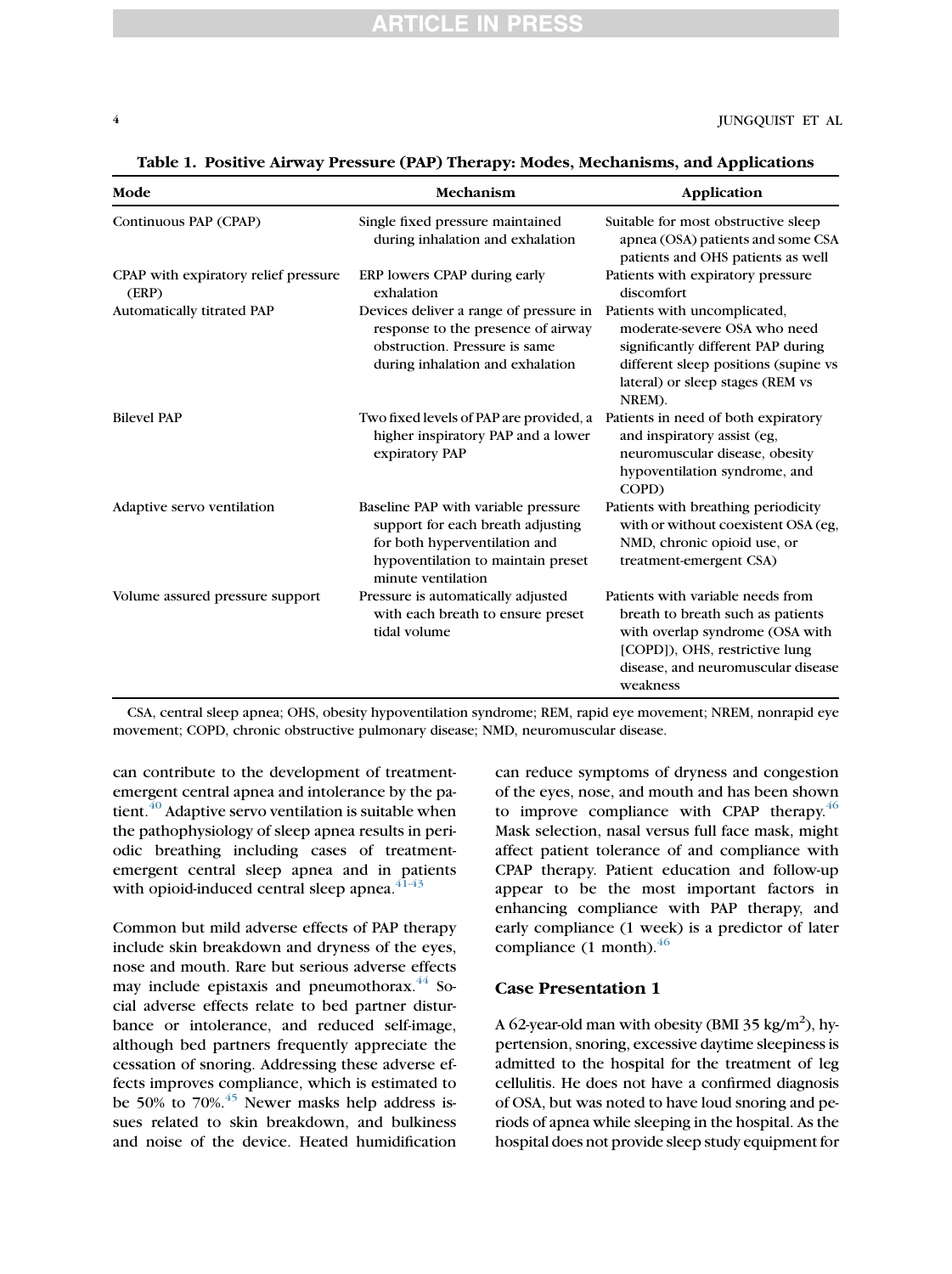**Table 1. Positive Airway Pressure (PAP) Therapy: Modes, Mechanisms, and Applications**

| Mode | Mechanism | Application |
|---|---|---|
| Continuous PAP (CPAP) | Single fixed pressure maintained during inhalation and exhalation | Suitable for most obstructive sleep apnea (OSA) patients and some CSA patients and OHS patients as well |
| CPAP with expiratory relief pressure (ERP) | ERP lowers CPAP during early exhalation | Patients with expiratory pressure discomfort |
| Automatically titrated PAP | Devices deliver a range of pressure in response to the presence of airway obstruction. Pressure is same during inhalation and exhalation | Patients with uncomplicated, moderate-severe OSA who need significantly different PAP during different sleep positions (supine vs lateral) or sleep stages (REM vs NREM). |
| Bilevel PAP | Two fixed levels of PAP are provided, a higher inspiratory PAP and a lower expiratory PAP | Patients in need of both expiratory and inspiratory assist (eg, neuromuscular disease, obesity hypoventilation syndrome, and COPD) |
| Adaptive servo ventilation | Baseline PAP with variable pressure support for each breath adjusting for both hyperventilation and hypoventilation to maintain preset minute ventilation | Patients with breathing periodicity with or without coexistent OSA (eg, NMD, chronic opioid use, or treatment-emergent CSA) |
| Volume assured pressure support | Pressure is automatically adjusted with each breath to ensure preset tidal volume | Patients with variable needs from breath to breath such as patients with overlap syndrome (OSA with [COPD]), OHS, restrictive lung disease, and neuromuscular disease weakness |

CSA, central sleep apnea; OHS, obesity hypoventilation syndrome; REM, rapid eye movement; NREM, nonrapid eye movement; COPD, chronic obstructive pulmonary disease; NMD, neuromuscular disease.

can contribute to the development of treatment-emergent central apnea and intolerance by the patient.[40] Adaptive servo ventilation is suitable when the pathophysiology of sleep apnea results in periodic breathing including cases of treatment-emergent central sleep apnea and in patients with opioid-induced central sleep apnea.[41-43]

Common but mild adverse effects of PAP therapy include skin breakdown and dryness of the eyes, nose and mouth. Rare but serious adverse effects may include epistaxis and pneumothorax.[44] Social adverse effects relate to bed partner disturbance or intolerance, and reduced self-image, although bed partners frequently appreciate the cessation of snoring. Addressing these adverse effects improves compliance, which is estimated to be 50% to 70%.[45] Newer masks help address issues related to skin breakdown, and bulkiness and noise of the device. Heated humidification can reduce symptoms of dryness and congestion of the eyes, nose, and mouth and has been shown to improve compliance with CPAP therapy.[46] Mask selection, nasal versus full face mask, might affect patient tolerance of and compliance with CPAP therapy. Patient education and follow-up appear to be the most important factors in enhancing compliance with PAP therapy, and early compliance (1 week) is a predictor of later compliance (1 month).[46]

## Case Presentation 1

A 62-year-old man with obesity (BMI 35 kg/$m^2$), hypertension, snoring, excessive daytime sleepiness is admitted to the hospital for the treatment of leg cellulitis. He does not have a confirmed diagnosis of OSA, but was noted to have loud snoring and periods of apnea while sleeping in the hospital. As the hospital does not provide sleep study equipment for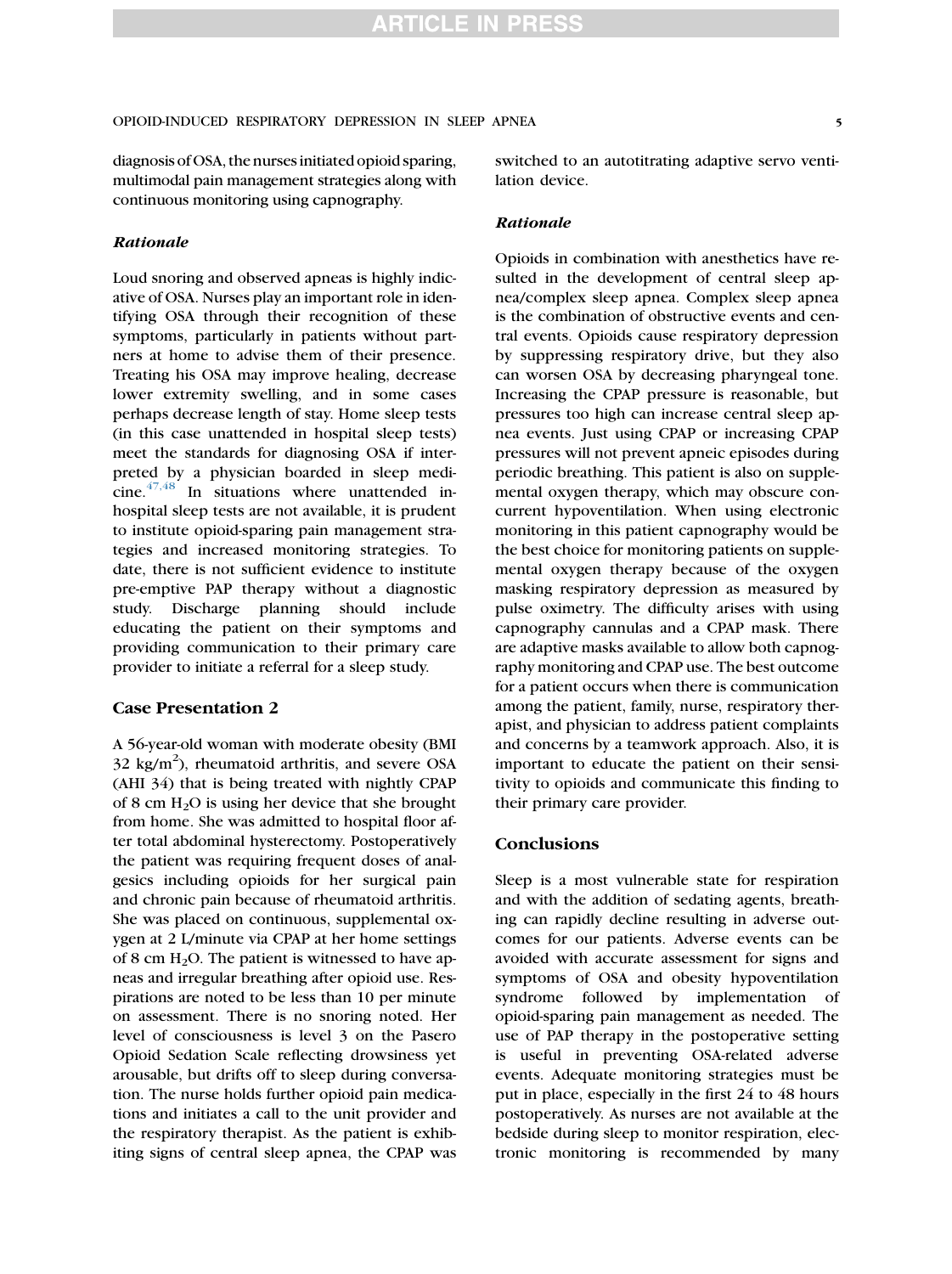diagnosis of OSA, the nurses initiated opioid sparing, multimodal pain management strategies along with continuous monitoring using capnography.

### *Rationale*

Loud snoring and observed apneas is highly indicative of OSA. Nurses play an important role in identifying OSA through their recognition of these symptoms, particularly in patients without partners at home to advise them of their presence. Treating his OSA may improve healing, decrease lower extremity swelling, and in some cases perhaps decrease length of stay. Home sleep tests (in this case unattended in hospital sleep tests) meet the standards for diagnosing OSA if interpreted by a physician boarded in sleep medicine.[47,48] In situations where unattended in-hospital sleep tests are not available, it is prudent to institute opioid-sparing pain management strategies and increased monitoring strategies. To date, there is not sufficient evidence to institute pre-emptive PAP therapy without a diagnostic study. Discharge planning should include educating the patient on their symptoms and providing communication to their primary care provider to initiate a referral for a sleep study.

## Case Presentation 2

A 56-year-old woman with moderate obesity (BMI 32 kg/m$^2$), rheumatoid arthritis, and severe OSA (AHI 34) that is being treated with nightly CPAP of 8 cm $H_2O$ is using her device that she brought from home. She was admitted to hospital floor after total abdominal hysterectomy. Postoperatively the patient was requiring frequent doses of analgesics including opioids for her surgical pain and chronic pain because of rheumatoid arthritis. She was placed on continuous, supplemental oxygen at 2 L/minute via CPAP at her home settings of 8 cm $H_2O$. The patient is witnessed to have apneas and irregular breathing after opioid use. Respirations are noted to be less than 10 per minute on assessment. There is no snoring noted. Her level of consciousness is level 3 on the Pasero Opioid Sedation Scale reflecting drowsiness yet arousable, but drifts off to sleep during conversation. The nurse holds further opioid pain medications and initiates a call to the unit provider and the respiratory therapist. As the patient is exhibiting signs of central sleep apnea, the CPAP was switched to an autotitrating adaptive servo ventilation device.

### *Rationale*

Opioids in combination with anesthetics have resulted in the development of central sleep apnea/complex sleep apnea. Complex sleep apnea is the combination of obstructive events and central events. Opioids cause respiratory depression by suppressing respiratory drive, but they also can worsen OSA by decreasing pharyngeal tone. Increasing the CPAP pressure is reasonable, but pressures too high can increase central sleep apnea events. Just using CPAP or increasing CPAP pressures will not prevent apneic episodes during periodic breathing. This patient is also on supplemental oxygen therapy, which may obscure concurrent hypoventilation. When using electronic monitoring in this patient capnography would be the best choice for monitoring patients on supplemental oxygen therapy because of the oxygen masking respiratory depression as measured by pulse oximetry. The difficulty arises with using capnography cannulas and a CPAP mask. There are adaptive masks available to allow both capnography monitoring and CPAP use. The best outcome for a patient occurs when there is communication among the patient, family, nurse, respiratory therapist, and physician to address patient complaints and concerns by a teamwork approach. Also, it is important to educate the patient on their sensitivity to opioids and communicate this finding to their primary care provider.

## Conclusions

Sleep is a most vulnerable state for respiration and with the addition of sedating agents, breathing can rapidly decline resulting in adverse outcomes for our patients. Adverse events can be avoided with accurate assessment for signs and symptoms of OSA and obesity hypoventilation syndrome followed by implementation of opioid-sparing pain management as needed. The use of PAP therapy in the postoperative setting is useful in preventing OSA-related adverse events. Adequate monitoring strategies must be put in place, especially in the first 24 to 48 hours postoperatively. As nurses are not available at the bedside during sleep to monitor respiration, electronic monitoring is recommended by many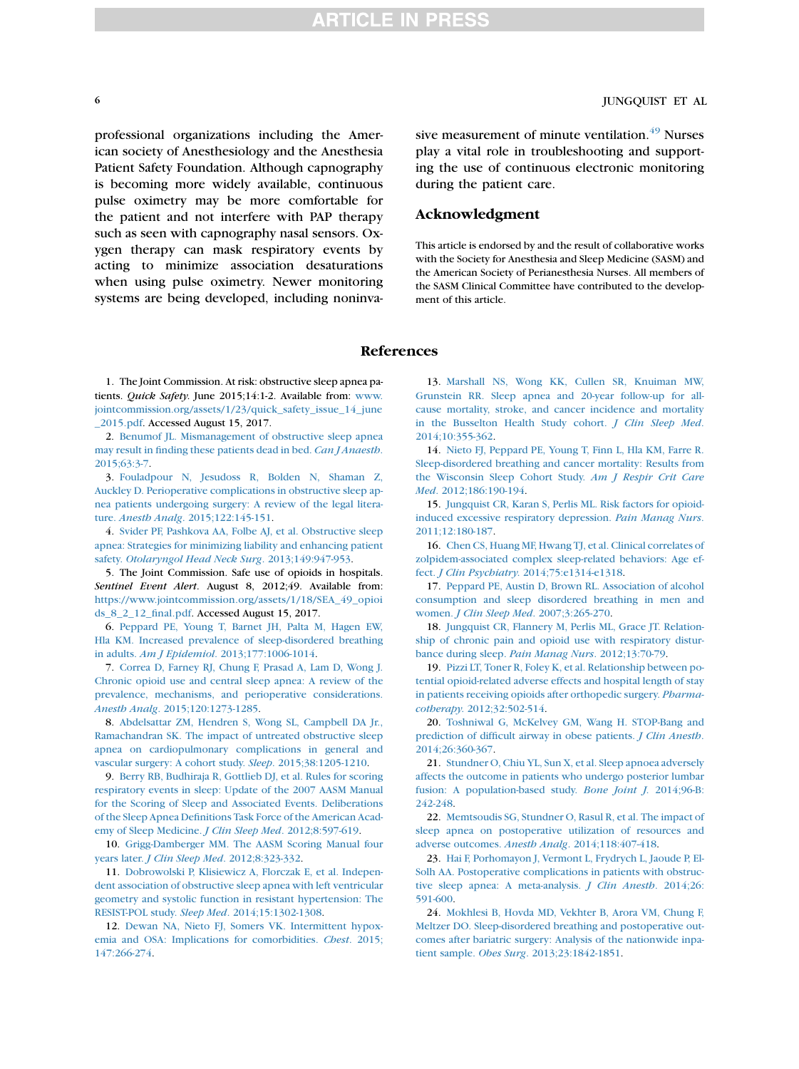professional organizations including the American society of Anesthesiology and the Anesthesia Patient Safety Foundation. Although capnography is becoming more widely available, continuous pulse oximetry may be more comfortable for the patient and not interfere with PAP therapy such as seen with capnography nasal sensors. Oxygen therapy can mask respiratory events by acting to minimize association desaturations when using pulse oximetry. Newer monitoring systems are being developed, including noninvasive measurement of minute ventilation.[49] Nurses play a vital role in troubleshooting and supporting the use of continuous electronic monitoring during the patient care.

## Acknowledgment

This article is endorsed by and the result of collaborative works with the Society for Anesthesia and Sleep Medicine (SASM) and the American Society of Perianesthesia Nurses. All members of the SASM Clinical Committee have contributed to the development of this article.

## References

1. The Joint Commission. At risk: obstructive sleep apnea patients. *Quick Safety*. June 2015;14:1-2. Available from: www.jointcommission.org/assets/1/23/quick_safety_issue_14_june_2015.pdf. Accessed August 15, 2017.
2. Benumof JL. Mismanagement of obstructive sleep apnea may result in finding these patients dead in bed. *Can J Anaesth*. 2015;63:3-7.
3. Fouladpour N, Jesudoss R, Bolden N, Shaman Z, Auckley D. Perioperative complications in obstructive sleep apnea patients undergoing surgery: A review of the legal literature. *Anesth Analg*. 2015;122:145-151.
4. Svider PF, Pashkova AA, Folbe AJ, et al. Obstructive sleep apnea: Strategies for minimizing liability and enhancing patient safety. *Otolaryngol Head Neck Surg*. 2013;149:947-953.
5. The Joint Commission. Safe use of opioids in hospitals. *Sentinel Event Alert*. August 8, 2012;49. Available from: https://www.jointcommission.org/assets/1/18/SEA_49_opioids_8_2_12_final.pdf. Accessed August 15, 2017.
6. Peppard PE, Young T, Barnet JH, Palta M, Hagen EW, Hla KM. Increased prevalence of sleep-disordered breathing in adults. *Am J Epidemiol*. 2013;177:1006-1014.
7. Correa D, Farney RJ, Chung F, Prasad A, Lam D, Wong J. Chronic opioid use and central sleep apnea: A review of the prevalence, mechanisms, and perioperative considerations. *Anesth Analg*. 2015;120:1273-1285.
8. Abdelsattar ZM, Hendren S, Wong SL, Campbell DA Jr., Ramachandran SK. The impact of untreated obstructive sleep apnea on cardiopulmonary complications in general and vascular surgery: A cohort study. *Sleep*. 2015;38:1205-1210.
9. Berry RB, Budhiraja R, Gottlieb DJ, et al. Rules for scoring respiratory events in sleep: Update of the 2007 AASM Manual for the Scoring of Sleep and Associated Events. Deliberations of the Sleep Apnea Definitions Task Force of the American Academy of Sleep Medicine. *J Clin Sleep Med*. 2012;8:597-619.
10. Grigg-Damberger MM. The AASM Scoring Manual four years later. *J Clin Sleep Med*. 2012;8:323-332.
11. Dobrowolski P, Klisiewicz A, Florczak E, et al. Independent association of obstructive sleep apnea with left ventricular geometry and systolic function in resistant hypertension: The RESIST-POL study. *Sleep Med*. 2014;15:1302-1308.
12. Dewan NA, Nieto FJ, Somers VK. Intermittent hypoxemia and OSA: Implications for comorbidities. *Chest*. 2015;147:266-274.
13. Marshall NS, Wong KK, Cullen SR, Knuiman MW, Grunstein RR. Sleep apnea and 20-year follow-up for all-cause mortality, stroke, and cancer incidence and mortality in the Busselton Health Study cohort. *J Clin Sleep Med*. 2014;10:355-362.
14. Nieto FJ, Peppard PE, Young T, Finn L, Hla KM, Farre R. Sleep-disordered breathing and cancer mortality: Results from the Wisconsin Sleep Cohort Study. *Am J Respir Crit Care Med*. 2012;186:190-194.
15. Jungquist CR, Karan S, Perlis ML. Risk factors for opioid-induced excessive respiratory depression. *Pain Manag Nurs*. 2011;12:180-187.
16. Chen CS, Huang MF, Hwang TJ, et al. Clinical correlates of zolpidem-associated complex sleep-related behaviors: Age effect. *J Clin Psychiatry*. 2014;75:e1314-e1318.
17. Peppard PE, Austin D, Brown RL. Association of alcohol consumption and sleep disordered breathing in men and women. *J Clin Sleep Med*. 2007;3:265-270.
18. Jungquist CR, Flannery M, Perlis ML, Grace JT. Relationship of chronic pain and opioid use with respiratory disturbance during sleep. *Pain Manag Nurs*. 2012;13:70-79.
19. Pizzi LT, Toner R, Foley K, et al. Relationship between potential opioid-related adverse effects and hospital length of stay in patients receiving opioids after orthopedic surgery. *Pharmacotherapy*. 2012;32:502-514.
20. Toshniwal G, McKelvey GM, Wang H. STOP-Bang and prediction of difficult airway in obese patients. *J Clin Anesth*. 2014;26:360-367.
21. Stundner O, Chiu YL, Sun X, et al. Sleep apnoea adversely affects the outcome in patients who undergo posterior lumbar fusion: A population-based study. *Bone Joint J*. 2014;96-B:242-248.
22. Memtsoudis SG, Stundner O, Rasul R, et al. The impact of sleep apnea on postoperative utilization of resources and adverse outcomes. *Anesth Analg*. 2014;118:407-418.
23. Hai F, Porhomayon J, Vermont L, Frydrych L, Jaoude P, El-Solh AA. Postoperative complications in patients with obstructive sleep apnea: A meta-analysis. *J Clin Anesth*. 2014;26:591-600.
24. Mokhlesi B, Hovda MD, Vekhter B, Arora VM, Chung F, Meltzer DO. Sleep-disordered breathing and postoperative outcomes after bariatric surgery: Analysis of the nationwide inpatient sample. *Obes Surg*. 2013;23:1842-1851.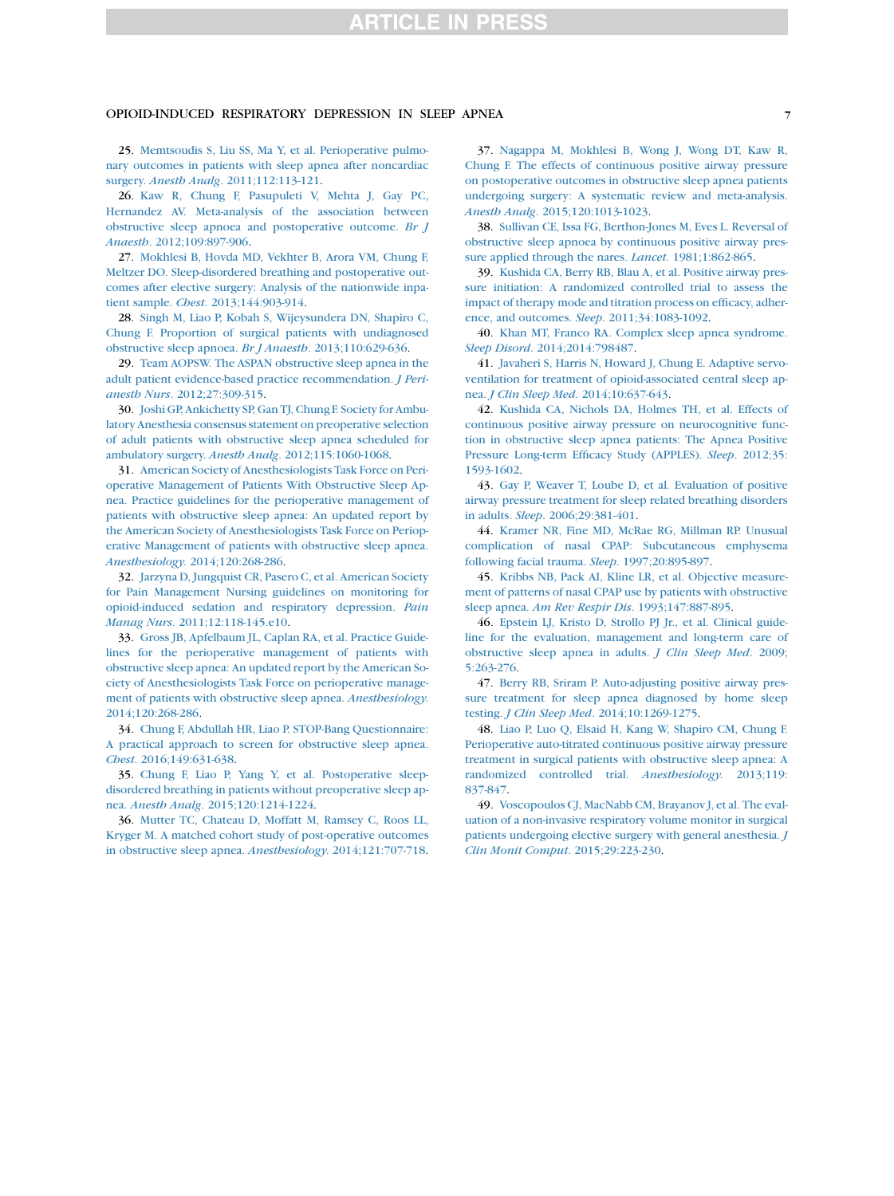25. Memtsoudis S, Liu SS, Ma Y, et al. Perioperative pulmonary outcomes in patients with sleep apnea after noncardiac surgery. *Anesth Analg*. 2011;112:113-121.

26. Kaw R, Chung F, Pasupuleti V, Mehta J, Gay PC, Hernandez AV. Meta-analysis of the association between obstructive sleep apnoea and postoperative outcome. *Br J Anaesth*. 2012;109:897-906.

27. Mokhlesi B, Hovda MD, Vekhter B, Arora VM, Chung F, Meltzer DO. Sleep-disordered breathing and postoperative outcomes after elective surgery: Analysis of the nationwide inpatient sample. *Chest*. 2013;144:903-914.

28. Singh M, Liao P, Kobah S, Wijeysundera DN, Shapiro C, Chung F. Proportion of surgical patients with undiagnosed obstructive sleep apnoea. *Br J Anaesth*. 2013;110:629-636.

29. Team AOPSW. The ASPAN obstructive sleep apnea in the adult patient evidence-based practice recommendation. *J Perianesth Nurs*. 2012;27:309-315.

30. Joshi GP, Ankichetty SP, Gan TJ, Chung F. Society for Ambulatory Anesthesia consensus statement on preoperative selection of adult patients with obstructive sleep apnea scheduled for ambulatory surgery. *Anesth Analg*. 2012;115:1060-1068.

31. American Society of Anesthesiologists Task Force on Perioperative Management of Patients With Obstructive Sleep Apnea. Practice guidelines for the perioperative management of patients with obstructive sleep apnea: An updated report by the American Society of Anesthesiologists Task Force on Perioperative Management of patients with obstructive sleep apnea. *Anesthesiology*. 2014;120:268-286.

32. Jarzyna D, Jungquist CR, Pasero C, et al. American Society for Pain Management Nursing guidelines on monitoring for opioid-induced sedation and respiratory depression. *Pain Manag Nurs*. 2011;12:118-145.e10.

33. Gross JB, Apfelbaum JL, Caplan RA, et al. Practice Guidelines for the perioperative management of patients with obstructive sleep apnea: An updated report by the American Society of Anesthesiologists Task Force on perioperative management of patients with obstructive sleep apnea. *Anesthesiology*. 2014;120:268-286.

34. Chung F, Abdullah HR, Liao P. STOP-Bang Questionnaire: A practical approach to screen for obstructive sleep apnea. *Chest*. 2016;149:631-638.

35. Chung F, Liao P, Yang Y, et al. Postoperative sleep-disordered breathing in patients without preoperative sleep apnea. *Anesth Analg*. 2015;120:1214-1224.

36. Mutter TC, Chateau D, Moffatt M, Ramsey C, Roos LL, Kryger M. A matched cohort study of post-operative outcomes in obstructive sleep apnea. *Anesthesiology*. 2014;121:707-718.

37. Nagappa M, Mokhlesi B, Wong J, Wong DT, Kaw R, Chung F. The effects of continuous positive airway pressure on postoperative outcomes in obstructive sleep apnea patients undergoing surgery: A systematic review and meta-analysis. *Anesth Analg*. 2015;120:1013-1023.

38. Sullivan CE, Issa FG, Berthon-Jones M, Eves L. Reversal of obstructive sleep apnoea by continuous positive airway pressure applied through the nares. *Lancet*. 1981;1:862-865.

39. Kushida CA, Berry RB, Blau A, et al. Positive airway pressure initiation: A randomized controlled trial to assess the impact of therapy mode and titration process on efficacy, adherence, and outcomes. *Sleep*. 2011;34:1083-1092.

40. Khan MT, Franco RA. Complex sleep apnea syndrome. *Sleep Disord*. 2014;2014:798487.

41. Javaheri S, Harris N, Howard J, Chung E. Adaptive servo-ventilation for treatment of opioid-associated central sleep apnea. *J Clin Sleep Med*. 2014;10:637-643.

42. Kushida CA, Nichols DA, Holmes TH, et al. Effects of continuous positive airway pressure on neurocognitive function in obstructive sleep apnea patients: The Apnea Positive Pressure Long-term Efficacy Study (APPLES). *Sleep*. 2012;35:1593-1602.

43. Gay P, Weaver T, Loube D, et al. Evaluation of positive airway pressure treatment for sleep related breathing disorders in adults. *Sleep*. 2006;29:381-401.

44. Kramer NR, Fine MD, McRae RG, Millman RP. Unusual complication of nasal CPAP: Subcutaneous emphysema following facial trauma. *Sleep*. 1997;20:895-897.

45. Kribbs NB, Pack AI, Kline LR, et al. Objective measurement of patterns of nasal CPAP use by patients with obstructive sleep apnea. *Am Rev Respir Dis*. 1993;147:887-895.

46. Epstein LJ, Kristo D, Strollo PJ Jr., et al. Clinical guideline for the evaluation, management and long-term care of obstructive sleep apnea in adults. *J Clin Sleep Med*. 2009;5:263-276.

47. Berry RB, Sriram P. Auto-adjusting positive airway pressure treatment for sleep apnea diagnosed by home sleep testing. *J Clin Sleep Med*. 2014;10:1269-1275.

48. Liao P, Luo Q, Elsaid H, Kang W, Shapiro CM, Chung F. Perioperative auto-titrated continuous positive airway pressure treatment in surgical patients with obstructive sleep apnea: A randomized controlled trial. *Anesthesiology*. 2013;119:837-847.

49. Voscopoulos CJ, MacNabb CM, Brayanov J, et al. The evaluation of a non-invasive respiratory volume monitor in surgical patients undergoing elective surgery with general anesthesia. *J Clin Monit Comput*. 2015;29:223-230.